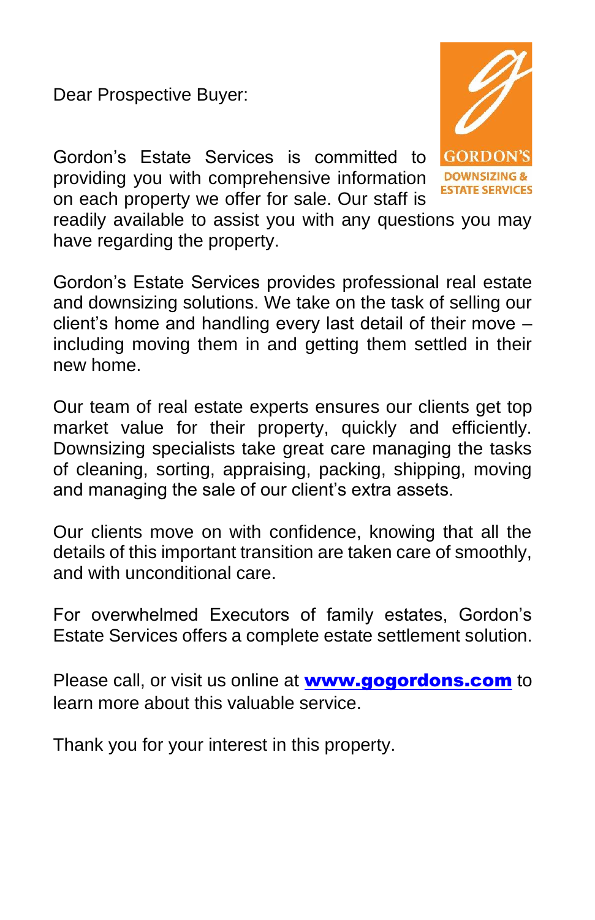Dear Prospective Buyer:

GORDON'S
DOWNSIZING & ESTATE SERVICES

Gordon's Estate Services is committed to providing you with comprehensive information on each property we offer for sale. Our staff is readily available to assist you with any questions you may have regarding the property.

Gordon's Estate Services provides professional real estate and downsizing solutions. We take on the task of selling our client's home and handling every last detail of their move – including moving them in and getting them settled in their new home.

Our team of real estate experts ensures our clients get top market value for their property, quickly and efficiently. Downsizing specialists take great care managing the tasks of cleaning, sorting, appraising, packing, shipping, moving and managing the sale of our client's extra assets.

Our clients move on with confidence, knowing that all the details of this important transition are taken care of smoothly, and with unconditional care.

For overwhelmed Executors of family estates, Gordon's Estate Services offers a complete estate settlement solution.

Please call, or visit us online at **www.gogordons.com** to learn more about this valuable service.

Thank you for your interest in this property.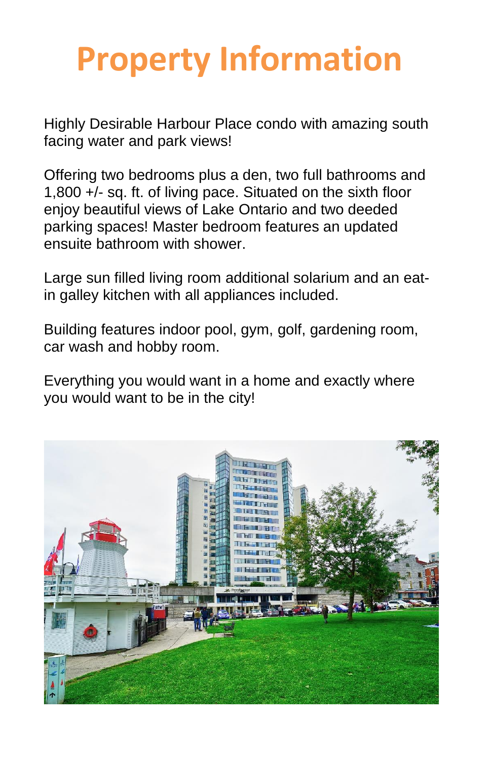# Property Information

Highly Desirable Harbour Place condo with amazing south facing water and park views!

Offering two bedrooms plus a den, two full bathrooms and 1,800 +/- sq. ft. of living pace. Situated on the sixth floor enjoy beautiful views of Lake Ontario and two deeded parking spaces! Master bedroom features an updated ensuite bathroom with shower.

Large sun filled living room additional solarium and an eat-in galley kitchen with all appliances included.

Building features indoor pool, gym, golf, gardening room, car wash and hobby room.

Everything you would want in a home and exactly where you would want to be in the city!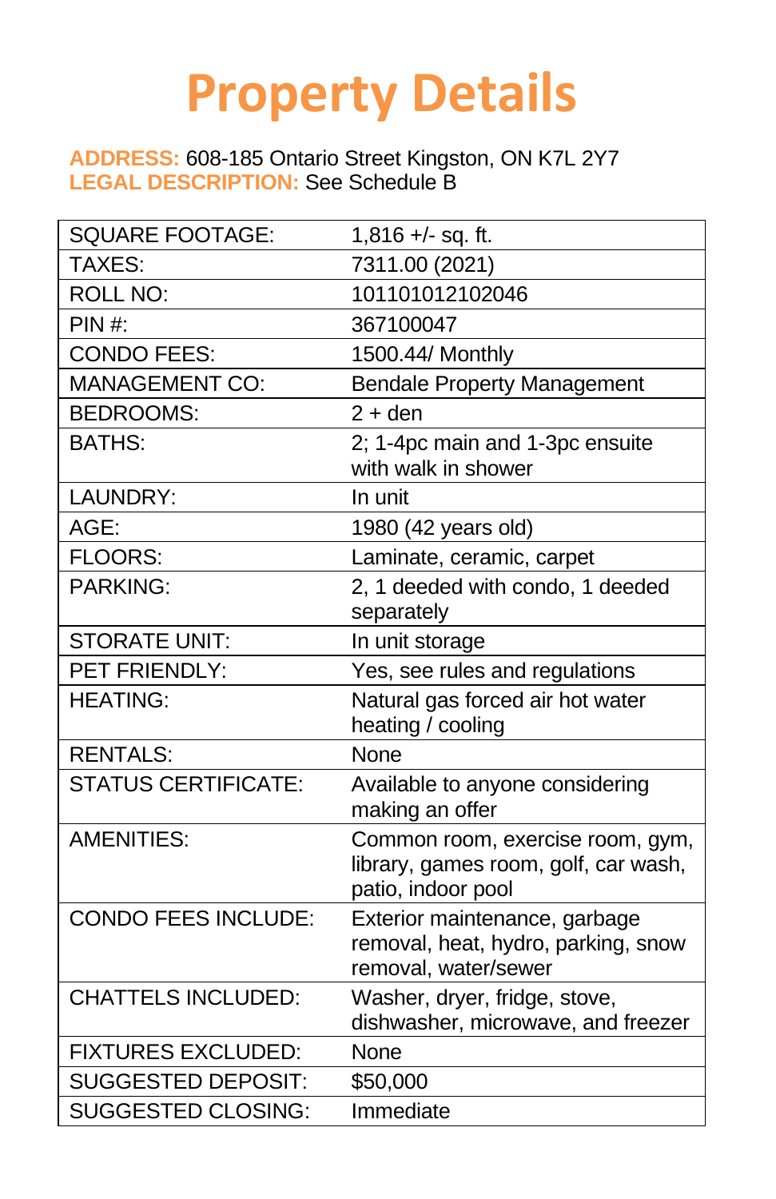# Property Details

**ADDRESS:** 608-185 Ontario Street Kingston, ON K7L 2Y7
**LEGAL DESCRIPTION:** See Schedule B

| | |
|---|---|
| SQUARE FOOTAGE: | 1,816 +/- sq. ft. |
| TAXES: | 7311.00 (2021) |
| ROLL NO: | 101101012102046 |
| PIN #: | 367100047 |
| CONDO FEES: | 1500.44/ Monthly |
| MANAGEMENT CO: | Bendale Property Management |
| BEDROOMS: | 2 + den |
| BATHS: | 2; 1-4pc main and 1-3pc ensuite with walk in shower |
| LAUNDRY: | In unit |
| AGE: | 1980 (42 years old) |
| FLOORS: | Laminate, ceramic, carpet |
| PARKING: | 2, 1 deeded with condo, 1 deeded separately |
| STORATE UNIT: | In unit storage |
| PET FRIENDLY: | Yes, see rules and regulations |
| HEATING: | Natural gas forced air hot water heating / cooling |
| RENTALS: | None |
| STATUS CERTIFICATE: | Available to anyone considering making an offer |
| AMENITIES: | Common room, exercise room, gym, library, games room, golf, car wash, patio, indoor pool |
| CONDO FEES INCLUDE: | Exterior maintenance, garbage removal, heat, hydro, parking, snow removal, water/sewer |
| CHATTELS INCLUDED: | Washer, dryer, fridge, stove, dishwasher, microwave, and freezer |
| FIXTURES EXCLUDED: | None |
| SUGGESTED DEPOSIT: | $50,000 |
| SUGGESTED CLOSING: | Immediate |